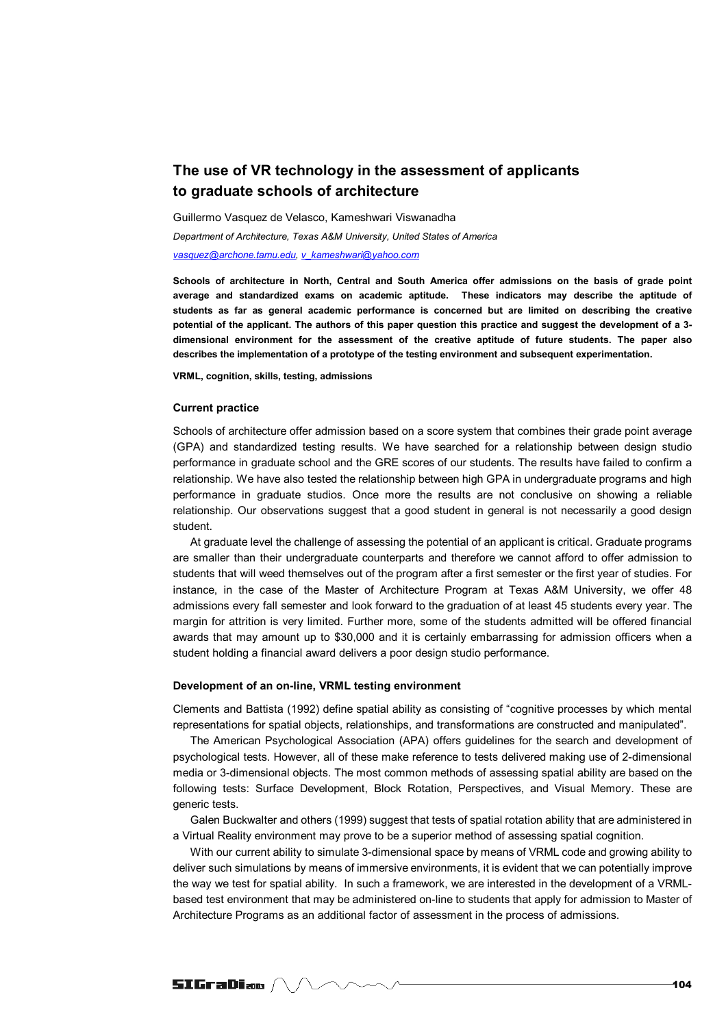# The use of VR technology in the assessment of applicants to graduate schools of architecture

Guillermo Vasquez de Velasco, Kameshwari Viswanadha

*Department of Architecture, Texas A&M University, United States of America*

*vasquez@archone.tamu.edu, v_kameshwari@yahoo.com*

**Schools of architecture in North, Central and South America offer admissions on the basis of grade point average and standardized exams on academic aptitude. These indicators may describe the aptitude of students as far as general academic performance is concerned but are limited on describing the creative potential of the applicant. The authors of this paper question this practice and suggest the development of a 3-dimensional environment for the assessment of the creative aptitude of future students. The paper also describes the implementation of a prototype of the testing environment and subsequent experimentation.**

**VRML, cognition, skills, testing, admissions**

## Current practice

Schools of architecture offer admission based on a score system that combines their grade point average (GPA) and standardized testing results. We have searched for a relationship between design studio performance in graduate school and the GRE scores of our students. The results have failed to confirm a relationship. We have also tested the relationship between high GPA in undergraduate programs and high performance in graduate studios. Once more the results are not conclusive on showing a reliable relationship. Our observations suggest that a good student in general is not necessarily a good design student.

At graduate level the challenge of assessing the potential of an applicant is critical. Graduate programs are smaller than their undergraduate counterparts and therefore we cannot afford to offer admission to students that will weed themselves out of the program after a first semester or the first year of studies. For instance, in the case of the Master of Architecture Program at Texas A&M University, we offer 48 admissions every fall semester and look forward to the graduation of at least 45 students every year. The margin for attrition is very limited. Further more, some of the students admitted will be offered financial awards that may amount up to $30,000 and it is certainly embarrassing for admission officers when a student holding a financial award delivers a poor design studio performance.

## Development of an on-line, VRML testing environment

Clements and Battista (1992) define spatial ability as consisting of "cognitive processes by which mental representations for spatial objects, relationships, and transformations are constructed and manipulated".

The American Psychological Association (APA) offers guidelines for the search and development of psychological tests. However, all of these make reference to tests delivered making use of 2-dimensional media or 3-dimensional objects. The most common methods of assessing spatial ability are based on the following tests: Surface Development, Block Rotation, Perspectives, and Visual Memory. These are generic tests.

Galen Buckwalter and others (1999) suggest that tests of spatial rotation ability that are administered in a Virtual Reality environment may prove to be a superior method of assessing spatial cognition.

With our current ability to simulate 3-dimensional space by means of VRML code and growing ability to deliver such simulations by means of immersive environments, it is evident that we can potentially improve the way we test for spatial ability. In such a framework, we are interested in the development of a VRML-based test environment that may be administered on-line to students that apply for admission to Master of Architecture Programs as an additional factor of assessment in the process of admissions.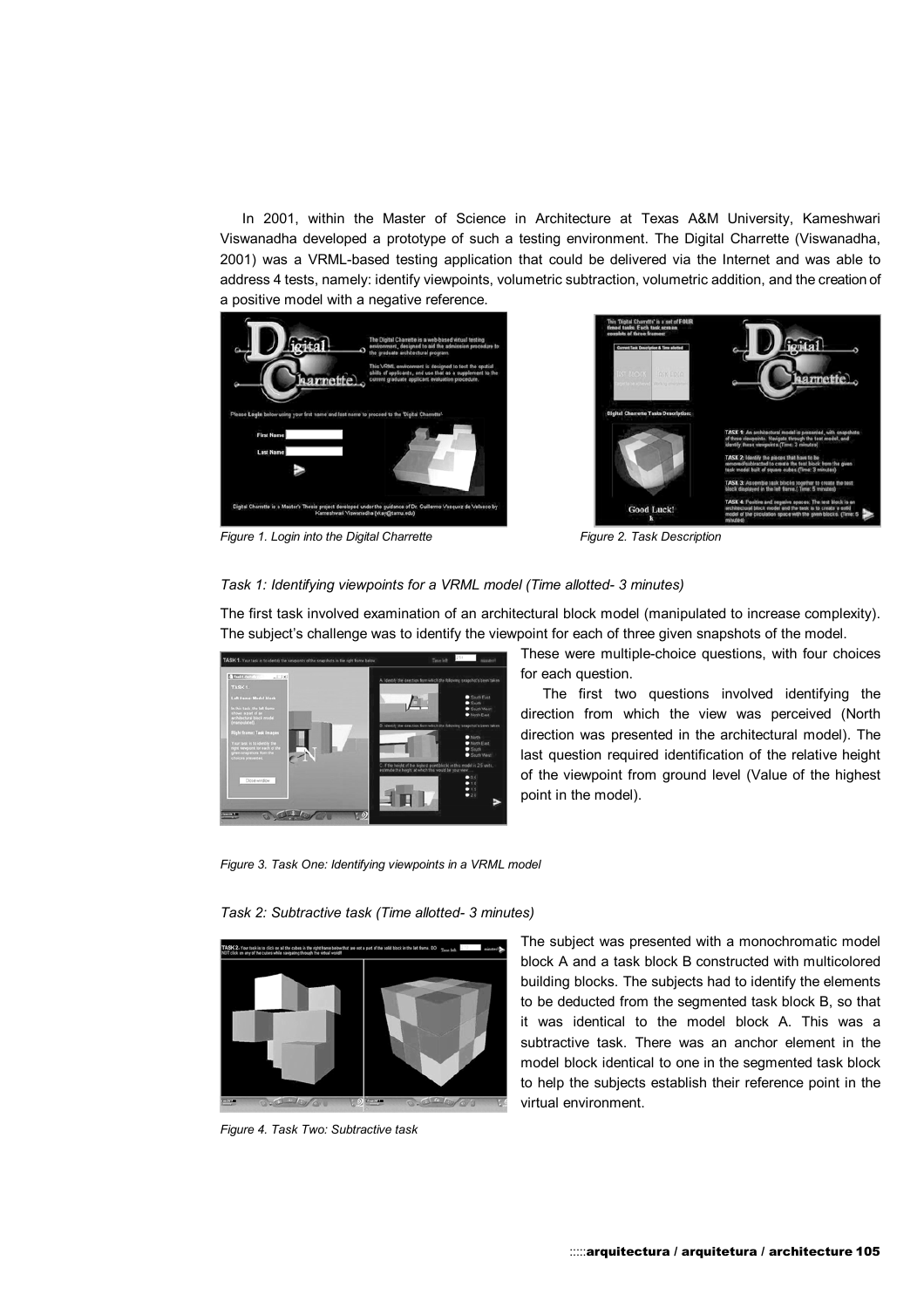In 2001, within the Master of Science in Architecture at Texas A&M University, Kameshwari Viswanadha developed a prototype of such a testing environment. The Digital Charrette (Viswanadha, 2001) was a VRML-based testing application that could be delivered via the Internet and was able to address 4 tests, namely: identify viewpoints, volumetric subtraction, volumetric addition, and the creation of a positive model with a negative reference.

*Figure 1. Login into the Digital Charrette*

*Figure 2. Task Description*

*Task 1: Identifying viewpoints for a VRML model (Time allotted- 3 minutes)*

The first task involved examination of an architectural block model (manipulated to increase complexity). The subject's challenge was to identify the viewpoint for each of three given snapshots of the model. These were multiple-choice questions, with four choices for each question.

The first two questions involved identifying the direction from which the view was perceived (North direction was presented in the architectural model). The last question required identification of the relative height of the viewpoint from ground level (Value of the highest point in the model).

*Figure 3. Task One: Identifying viewpoints in a VRML model*

*Task 2: Subtractive task (Time allotted- 3 minutes)*

The subject was presented with a monochromatic model block A and a task block B constructed with multicolored building blocks. The subjects had to identify the elements to be deducted from the segmented task block B, so that it was identical to the model block A. This was a subtractive task. There was an anchor element in the model block identical to one in the segmented task block to help the subjects establish their reference point in the virtual environment.

*Figure 4. Task Two: Subtractive task*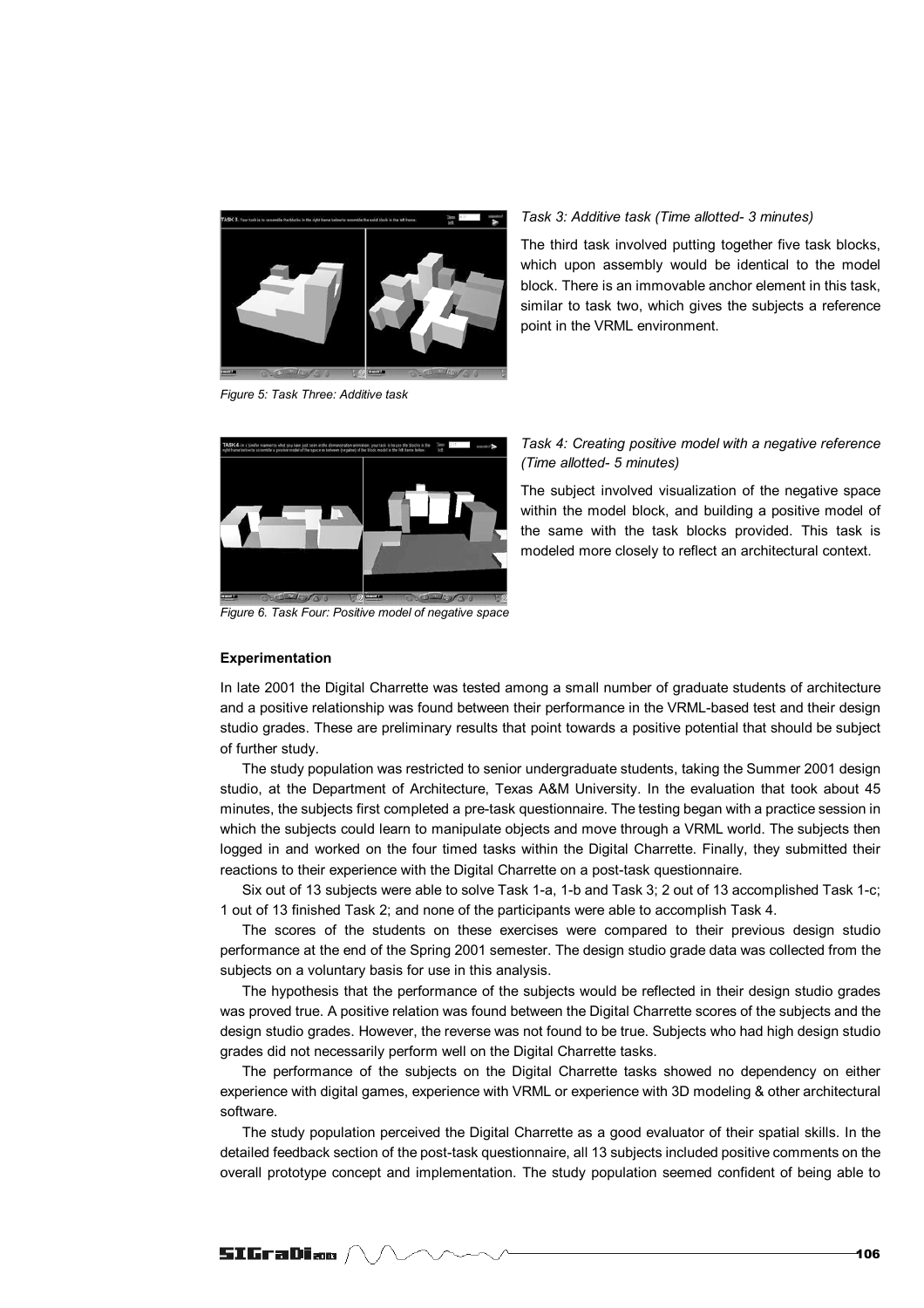Figure 5: Task Three: Additive task

*Task 3: Additive task (Time allotted- 3 minutes)*

The third task involved putting together five task blocks, which upon assembly would be identical to the model block. There is an immovable anchor element in this task, similar to task two, which gives the subjects a reference point in the VRML environment.

Figure 6. Task Four: Positive model of negative space

*Task 4: Creating positive model with a negative reference (Time allotted- 5 minutes)*

The subject involved visualization of the negative space within the model block, and building a positive model of the same with the task blocks provided. This task is modeled more closely to reflect an architectural context.

**Experimentation**

In late 2001 the Digital Charrette was tested among a small number of graduate students of architecture and a positive relationship was found between their performance in the VRML-based test and their design studio grades. These are preliminary results that point towards a positive potential that should be subject of further study.

The study population was restricted to senior undergraduate students, taking the Summer 2001 design studio, at the Department of Architecture, Texas A&M University. In the evaluation that took about 45 minutes, the subjects first completed a pre-task questionnaire. The testing began with a practice session in which the subjects could learn to manipulate objects and move through a VRML world. The subjects then logged in and worked on the four timed tasks within the Digital Charrette. Finally, they submitted their reactions to their experience with the Digital Charrette on a post-task questionnaire.

Six out of 13 subjects were able to solve Task 1-a, 1-b and Task 3; 2 out of 13 accomplished Task 1-c; 1 out of 13 finished Task 2; and none of the participants were able to accomplish Task 4.

The scores of the students on these exercises were compared to their previous design studio performance at the end of the Spring 2001 semester. The design studio grade data was collected from the subjects on a voluntary basis for use in this analysis.

The hypothesis that the performance of the subjects would be reflected in their design studio grades was proved true. A positive relation was found between the Digital Charrette scores of the subjects and the design studio grades. However, the reverse was not found to be true. Subjects who had high design studio grades did not necessarily perform well on the Digital Charrette tasks.

The performance of the subjects on the Digital Charrette tasks showed no dependency on either experience with digital games, experience with VRML or experience with 3D modeling & other architectural software.

The study population perceived the Digital Charrette as a good evaluator of their spatial skills. In the detailed feedback section of the post-task questionnaire, all 13 subjects included positive comments on the overall prototype concept and implementation. The study population seemed confident of being able to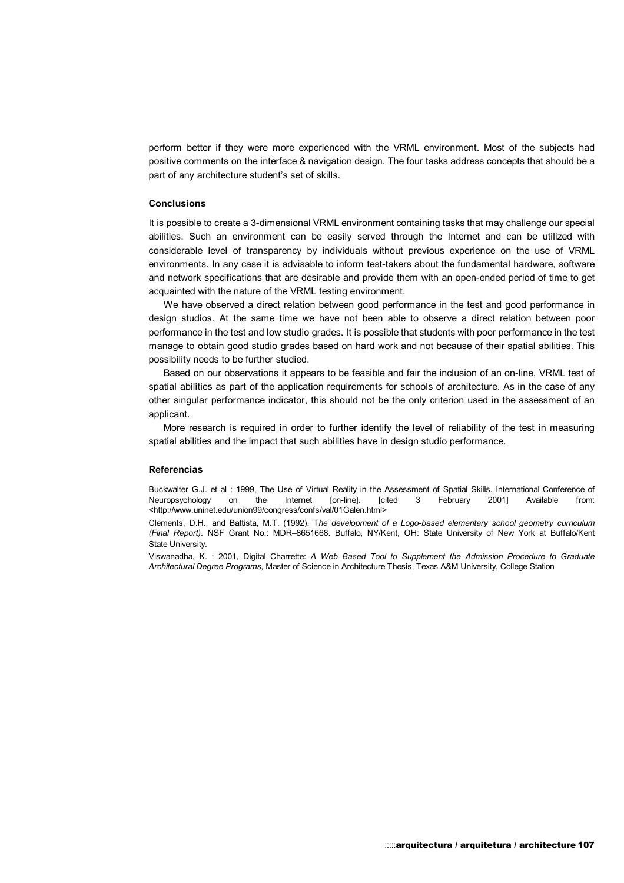perform better if they were more experienced with the VRML environment. Most of the subjects had positive comments on the interface & navigation design. The four tasks address concepts that should be a part of any architecture student's set of skills.

### Conclusions

It is possible to create a 3-dimensional VRML environment containing tasks that may challenge our special abilities. Such an environment can be easily served through the Internet and can be utilized with considerable level of transparency by individuals without previous experience on the use of VRML environments. In any case it is advisable to inform test-takers about the fundamental hardware, software and network specifications that are desirable and provide them with an open-ended period of time to get acquainted with the nature of the VRML testing environment.

We have observed a direct relation between good performance in the test and good performance in design studios. At the same time we have not been able to observe a direct relation between poor performance in the test and low studio grades. It is possible that students with poor performance in the test manage to obtain good studio grades based on hard work and not because of their spatial abilities. This possibility needs to be further studied.

Based on our observations it appears to be feasible and fair the inclusion of an on-line, VRML test of spatial abilities as part of the application requirements for schools of architecture. As in the case of any other singular performance indicator, this should not be the only criterion used in the assessment of an applicant.

More research is required in order to further identify the level of reliability of the test in measuring spatial abilities and the impact that such abilities have in design studio performance.

### Referencias

Buckwalter G.J. et al : 1999, The Use of Virtual Reality in the Assessment of Spatial Skills. International Conference of Neuropsychology on the Internet [on-line]. [cited 3 February 2001] Available from: <http://www.uninet.edu/union99/congress/confs/val/01Galen.html>

Clements, D.H., and Battista, M.T. (1992). T*he development of a Logo-based elementary school geometry curriculum (Final Report)*. NSF Grant No.: MDR–8651668. Buffalo, NY/Kent, OH: State University of New York at Buffalo/Kent State University.

Viswanadha, K. : 2001, Digital Charrette: *A Web Based Tool to Supplement the Admission Procedure to Graduate Architectural Degree Programs,* Master of Science in Architecture Thesis, Texas A&M University, College Station